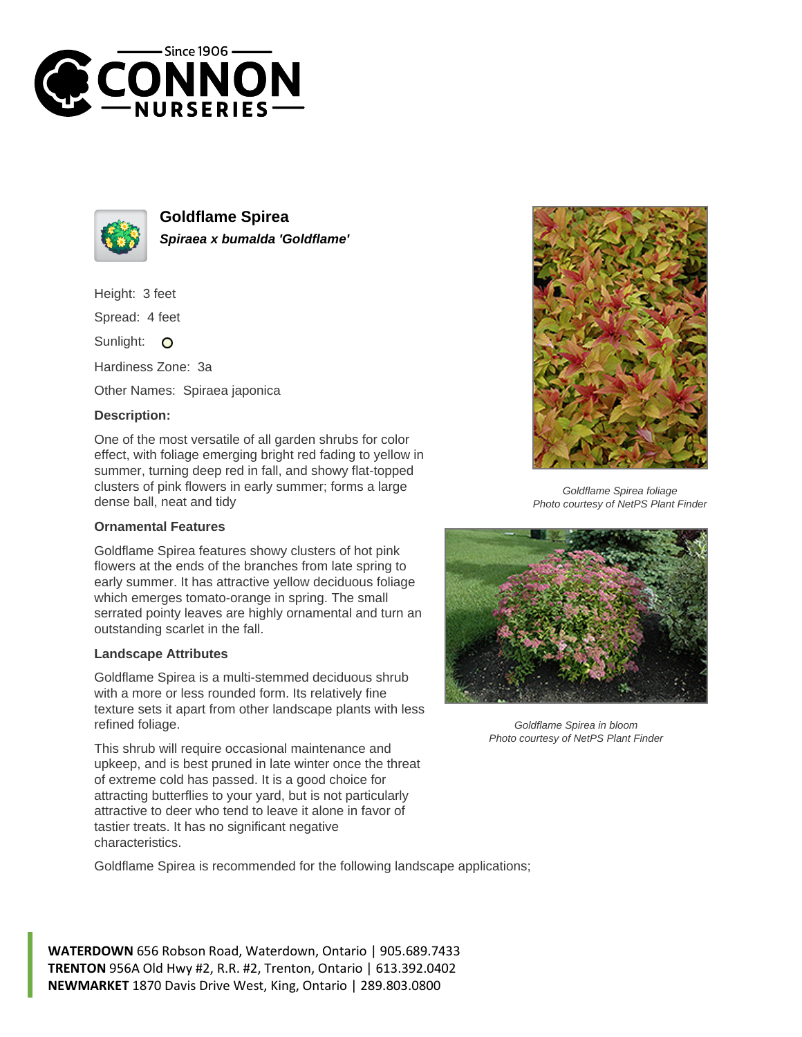Since 1906

CONNON

NURSERIES

# Goldflame Spirea

***Spiraea x bumalda 'Goldflame'***

Height: 3 feet

Spread: 4 feet

Sunlight: O

Hardiness Zone: 3a

Other Names: Spiraea japonica

**Description:**

One of the most versatile of all garden shrubs for color effect, with foliage emerging bright red fading to yellow in summer, turning deep red in fall, and showy flat-topped clusters of pink flowers in early summer; forms a large dense ball, neat and tidy

### Ornamental Features

Goldflame Spirea features showy clusters of hot pink flowers at the ends of the branches from late spring to early summer. It has attractive yellow deciduous foliage which emerges tomato-orange in spring. The small serrated pointy leaves are highly ornamental and turn an outstanding scarlet in the fall.

### Landscape Attributes

Goldflame Spirea is a multi-stemmed deciduous shrub with a more or less rounded form. Its relatively fine texture sets it apart from other landscape plants with less refined foliage.

This shrub will require occasional maintenance and upkeep, and is best pruned in late winter once the threat of extreme cold has passed. It is a good choice for attracting butterflies to your yard, but is not particularly attractive to deer who tend to leave it alone in favor of tastier treats. It has no significant negative characteristics.

*Goldflame Spirea foliage*
*Photo courtesy of NetPS Plant Finder*

*Goldflame Spirea in bloom*
*Photo courtesy of NetPS Plant Finder*

Goldflame Spirea is recommended for the following landscape applications;

**WATERDOWN** 656 Robson Road, Waterdown, Ontario | 905.689.7433
**TRENTON** 956A Old Hwy #2, R.R. #2, Trenton, Ontario | 613.392.0402
**NEWMARKET** 1870 Davis Drive West, King, Ontario | 289.803.0800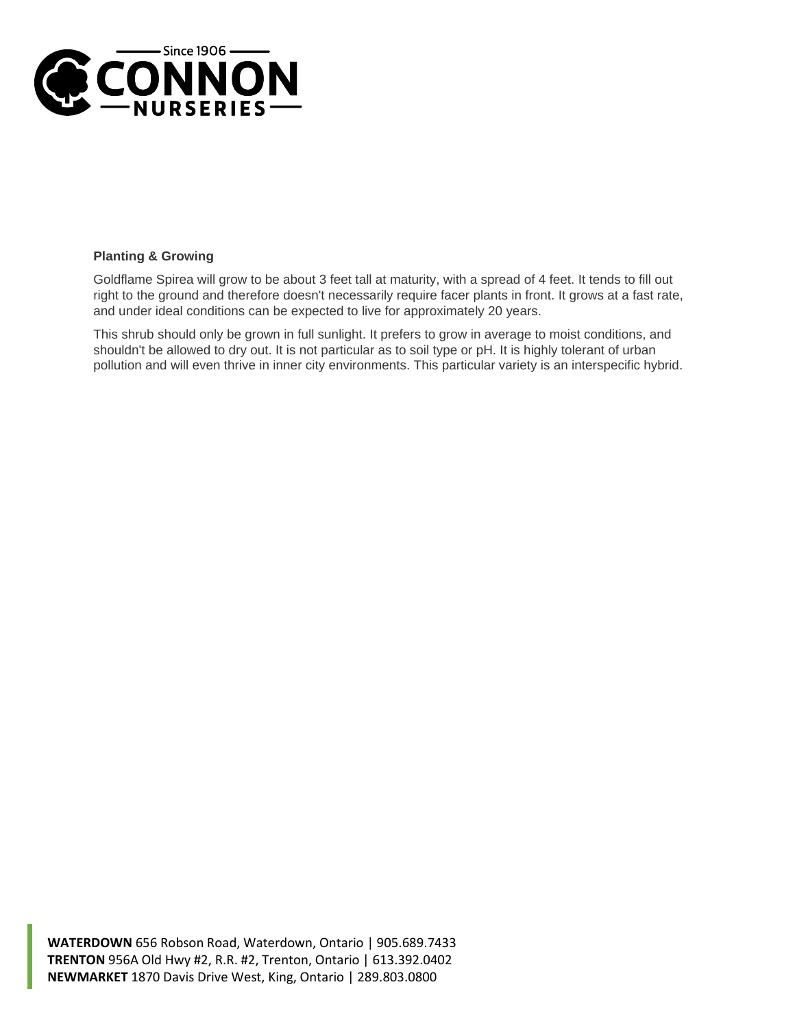**Planting & Growing**

Goldflame Spirea will grow to be about 3 feet tall at maturity, with a spread of 4 feet. It tends to fill out right to the ground and therefore doesn't necessarily require facer plants in front. It grows at a fast rate, and under ideal conditions can be expected to live for approximately 20 years.

This shrub should only be grown in full sunlight. It prefers to grow in average to moist conditions, and shouldn't be allowed to dry out. It is not particular as to soil type or pH. It is highly tolerant of urban pollution and will even thrive in inner city environments. This particular variety is an interspecific hybrid.